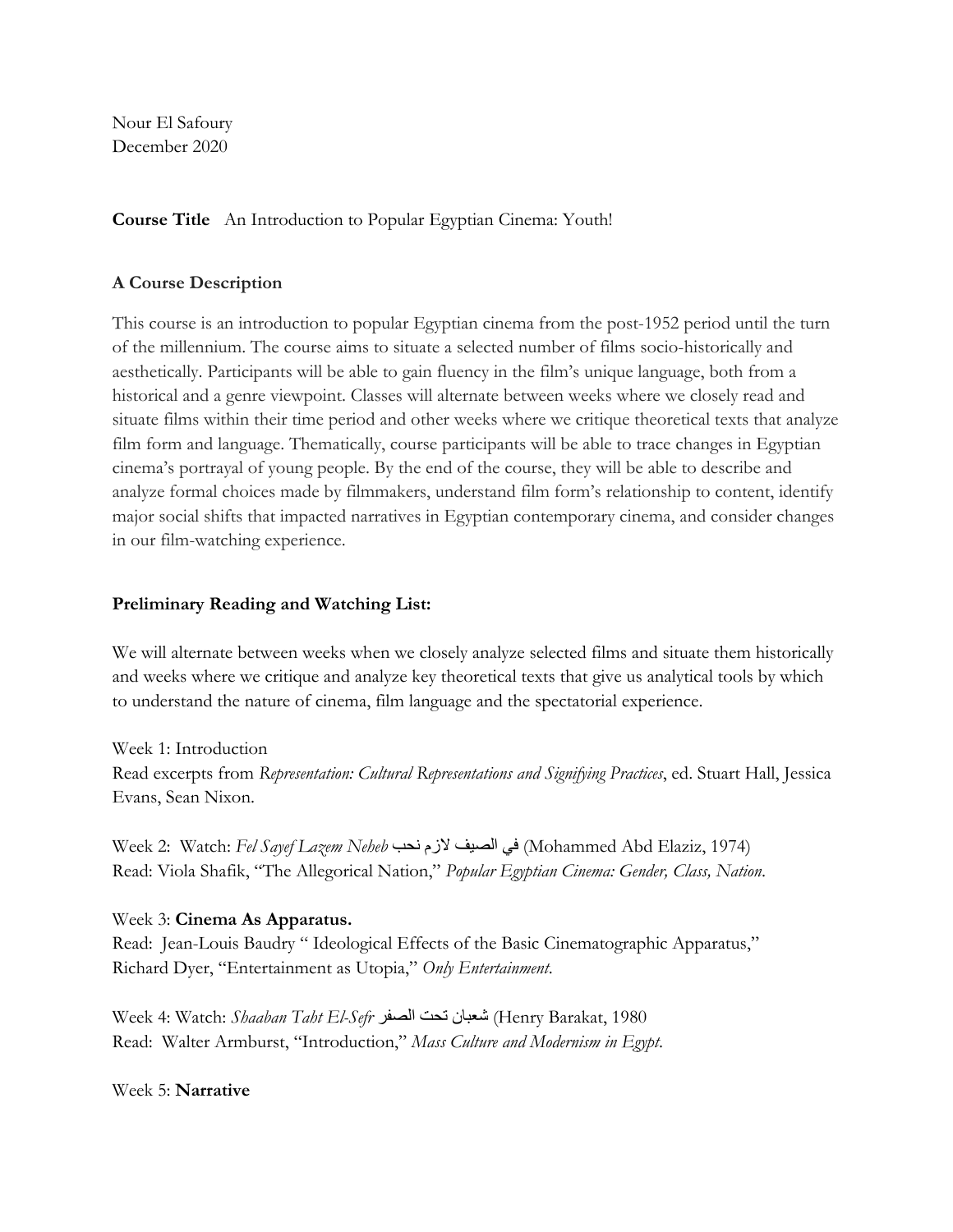Nour El Safoury
December 2020

**Course Title** An Introduction to Popular Egyptian Cinema: Youth!

**A Course Description**

This course is an introduction to popular Egyptian cinema from the post-1952 period until the turn of the millennium. The course aims to situate a selected number of films socio-historically and aesthetically. Participants will be able to gain fluency in the film's unique language, both from a historical and a genre viewpoint. Classes will alternate between weeks where we closely read and situate films within their time period and other weeks where we critique theoretical texts that analyze film form and language. Thematically, course participants will be able to trace changes in Egyptian cinema's portrayal of young people. By the end of the course, they will be able to describe and analyze formal choices made by filmmakers, understand film form's relationship to content, identify major social shifts that impacted narratives in Egyptian contemporary cinema, and consider changes in our film-watching experience.

**Preliminary Reading and Watching List:**

We will alternate between weeks when we closely analyze selected films and situate them historically and weeks where we critique and analyze key theoretical texts that give us analytical tools by which to understand the nature of cinema, film language and the spectatorial experience.

Week 1: Introduction
Read excerpts from *Representation: Cultural Representations and Signifying Practices*, ed. Stuart Hall, Jessica Evans, Sean Nixon.

Week 2: Watch: *Fel Sayef Lazem Neheb* في الصيف لازم نحب (Mohammed Abd Elaziz, 1974)
Read: Viola Shafik, "The Allegorical Nation," *Popular Egyptian Cinema: Gender, Class, Nation*.

Week 3: **Cinema As Apparatus.**
Read: Jean-Louis Baudry " Ideological Effects of the Basic Cinematographic Apparatus,"
Richard Dyer, "Entertainment as Utopia," *Only Entertainment*.

Week 4: Watch: *Shaaban Taht El-Sefr* شعبان تحت الصفر (Henry Barakat, 1980
Read: Walter Armburst, "Introduction," *Mass Culture and Modernism in Egypt*.

Week 5: **Narrative**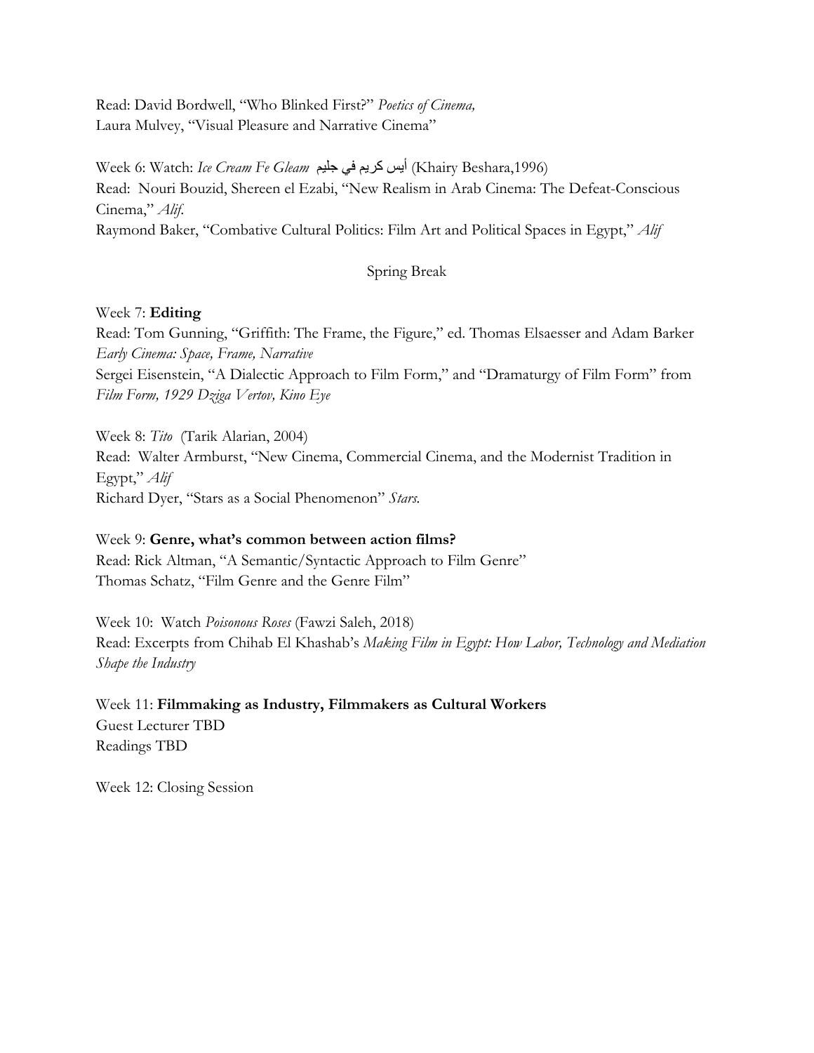Read: David Bordwell, "Who Blinked First?" *Poetics of Cinema,*
Laura Mulvey, "Visual Pleasure and Narrative Cinema"

Week 6: Watch: *Ice Cream Fe Gleam* أيس كريم في جليم (Khairy Beshara,1996)
Read: Nouri Bouzid, Shereen el Ezabi, "New Realism in Arab Cinema: The Defeat-Conscious Cinema," *Alif.*
Raymond Baker, "Combative Cultural Politics: Film Art and Political Spaces in Egypt," *Alif*

Spring Break

Week 7: **Editing**
Read: Tom Gunning, "Griffith: The Frame, the Figure," ed. Thomas Elsaesser and Adam Barker *Early Cinema: Space, Frame, Narrative*
Sergei Eisenstein, "A Dialectic Approach to Film Form," and "Dramaturgy of Film Form" from *Film Form, 1929 Dziga Vertov, Kino Eye*

Week 8: *Tito* (Tarik Alarian, 2004)
Read: Walter Armburst, "New Cinema, Commercial Cinema, and the Modernist Tradition in Egypt," *Alif*
Richard Dyer, "Stars as a Social Phenomenon" *Stars.*

Week 9: **Genre, what's common between action films?**
Read: Rick Altman, "A Semantic/Syntactic Approach to Film Genre"
Thomas Schatz, "Film Genre and the Genre Film"

Week 10: Watch *Poisonous Roses* (Fawzi Saleh, 2018)
Read: Excerpts from Chihab El Khashab's *Making Film in Egypt: How Labor, Technology and Mediation Shape the Industry*

Week 11: **Filmmaking as Industry, Filmmakers as Cultural Workers**
Guest Lecturer TBD
Readings TBD

Week 12: Closing Session